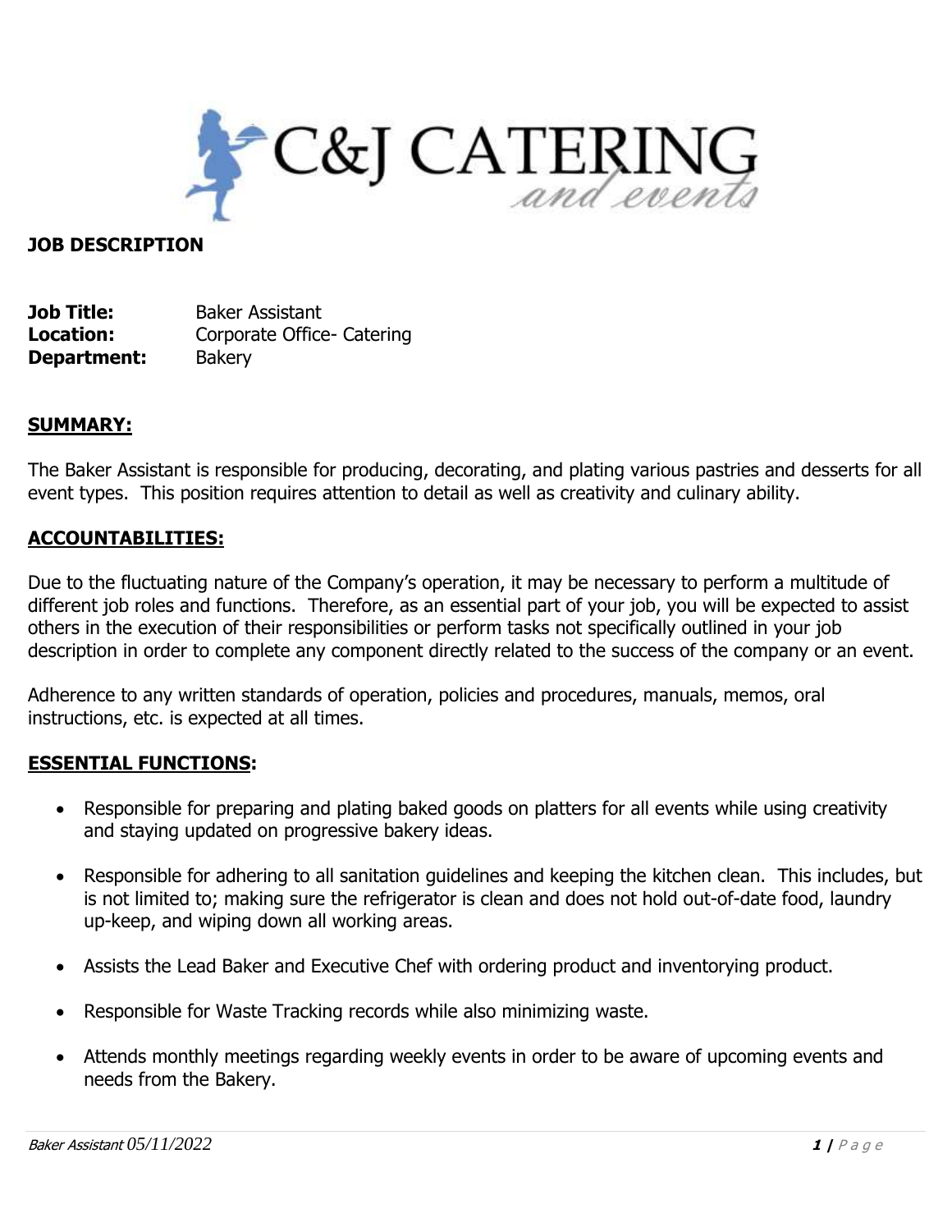C&J CATERING *and events*

**JOB DESCRIPTION**

**Job Title:** Baker Assistant
**Location:** Corporate Office- Catering
**Department:** Bakery

## SUMMARY:

The Baker Assistant is responsible for producing, decorating, and plating various pastries and desserts for all event types. This position requires attention to detail as well as creativity and culinary ability.

## ACCOUNTABILITIES:

Due to the fluctuating nature of the Company's operation, it may be necessary to perform a multitude of different job roles and functions. Therefore, as an essential part of your job, you will be expected to assist others in the execution of their responsibilities or perform tasks not specifically outlined in your job description in order to complete any component directly related to the success of the company or an event.

Adherence to any written standards of operation, policies and procedures, manuals, memos, oral instructions, etc. is expected at all times.

## ESSENTIAL FUNCTIONS:

- Responsible for preparing and plating baked goods on platters for all events while using creativity and staying updated on progressive bakery ideas.
- Responsible for adhering to all sanitation guidelines and keeping the kitchen clean. This includes, but is not limited to; making sure the refrigerator is clean and does not hold out-of-date food, laundry up-keep, and wiping down all working areas.
- Assists the Lead Baker and Executive Chef with ordering product and inventorying product.
- Responsible for Waste Tracking records while also minimizing waste.
- Attends monthly meetings regarding weekly events in order to be aware of upcoming events and needs from the Bakery.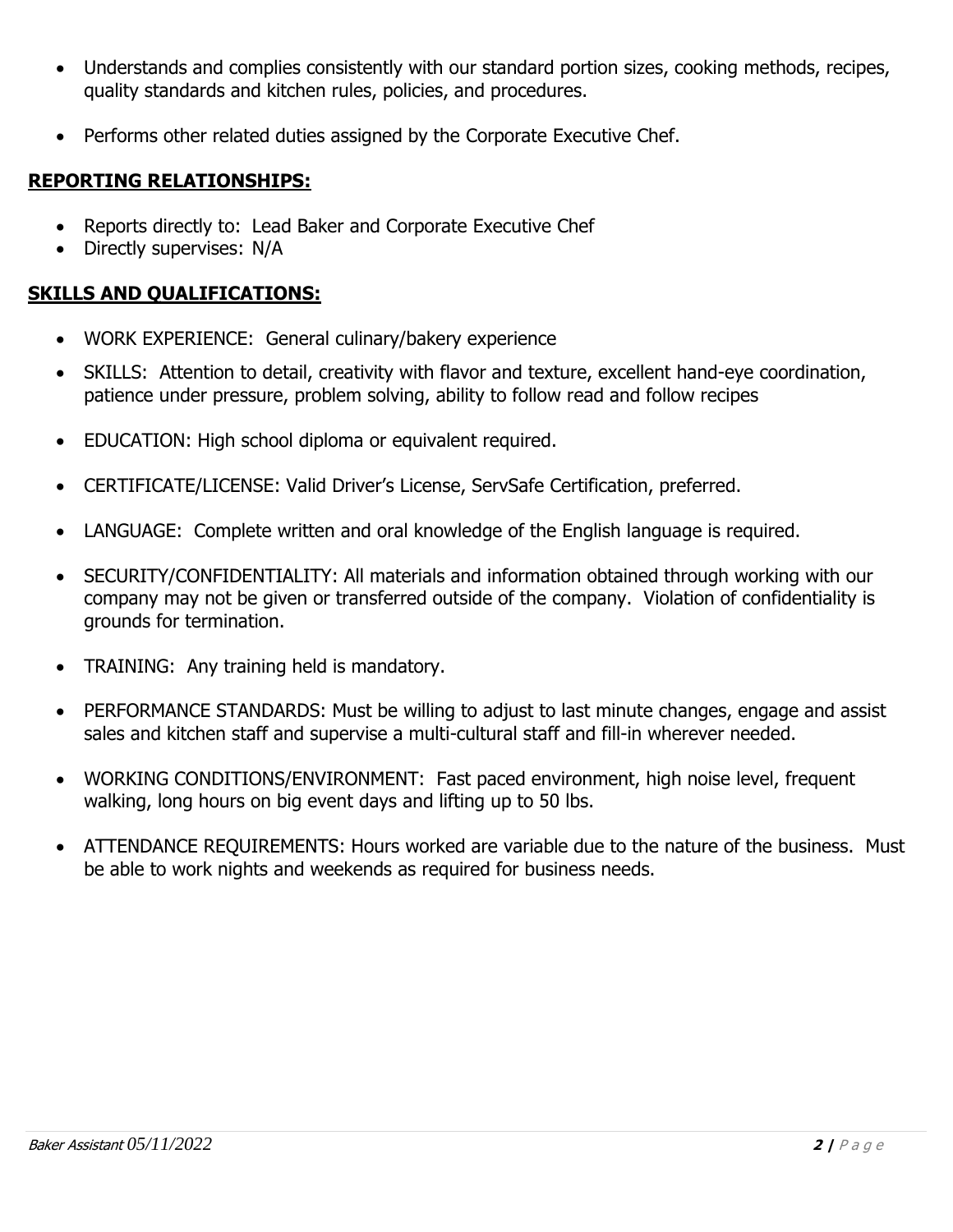- Understands and complies consistently with our standard portion sizes, cooking methods, recipes, quality standards and kitchen rules, policies, and procedures.
- Performs other related duties assigned by the Corporate Executive Chef.

## **REPORTING RELATIONSHIPS:**

- Reports directly to: Lead Baker and Corporate Executive Chef
- Directly supervises: N/A

## **SKILLS AND QUALIFICATIONS:**

- WORK EXPERIENCE: General culinary/bakery experience
- SKILLS: Attention to detail, creativity with flavor and texture, excellent hand-eye coordination, patience under pressure, problem solving, ability to follow read and follow recipes
- EDUCATION: High school diploma or equivalent required.
- CERTIFICATE/LICENSE: Valid Driver's License, ServSafe Certification, preferred.
- LANGUAGE: Complete written and oral knowledge of the English language is required.
- SECURITY/CONFIDENTIALITY: All materials and information obtained through working with our company may not be given or transferred outside of the company. Violation of confidentiality is grounds for termination.
- TRAINING: Any training held is mandatory.
- PERFORMANCE STANDARDS: Must be willing to adjust to last minute changes, engage and assist sales and kitchen staff and supervise a multi-cultural staff and fill-in wherever needed.
- WORKING CONDITIONS/ENVIRONMENT: Fast paced environment, high noise level, frequent walking, long hours on big event days and lifting up to 50 lbs.
- ATTENDANCE REQUIREMENTS: Hours worked are variable due to the nature of the business. Must be able to work nights and weekends as required for business needs.